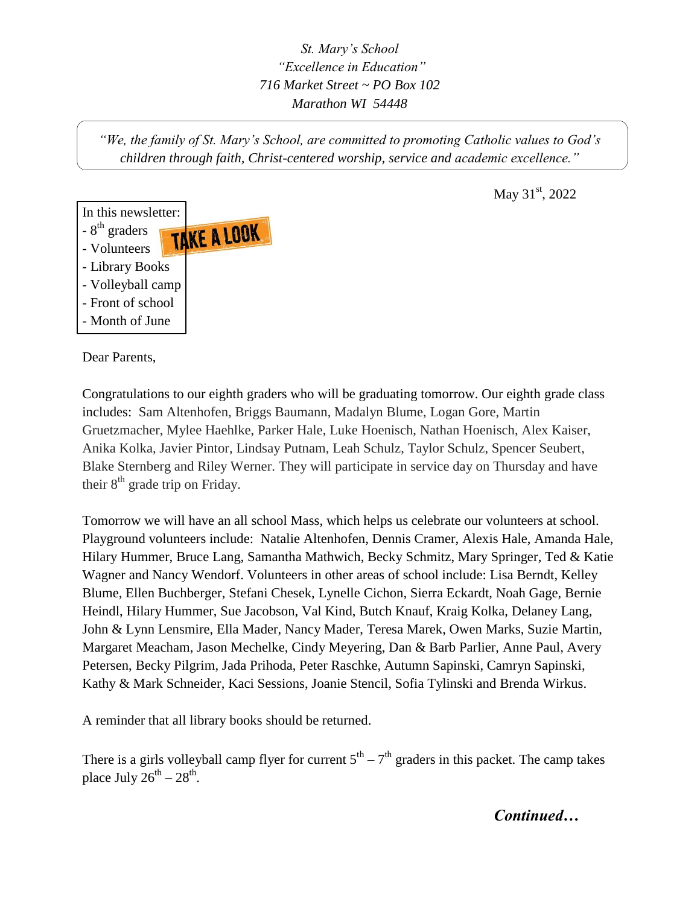*St. Mary's School*
*"Excellence in Education"*
*716 Market Street ~ PO Box 102*
*Marathon WI 54448*

*"We, the family of St. Mary's School, are committed to promoting Catholic values to God's children through faith, Christ-centered worship, service and academic excellence."*

May 31st, 2022

In this newsletter:
- 8th graders
- Volunteers
- Library Books
- Volleyball camp
- Front of school
- Month of June

TAKE A LOOK

Dear Parents,

Congratulations to our eighth graders who will be graduating tomorrow. Our eighth grade class includes: Sam Altenhofen, Briggs Baumann, Madalyn Blume, Logan Gore, Martin Gruetzmacher, Mylee Haehlke, Parker Hale, Luke Hoenisch, Nathan Hoenisch, Alex Kaiser, Anika Kolka, Javier Pintor, Lindsay Putnam, Leah Schulz, Taylor Schulz, Spencer Seubert, Blake Sternberg and Riley Werner. They will participate in service day on Thursday and have their 8th grade trip on Friday.

Tomorrow we will have an all school Mass, which helps us celebrate our volunteers at school. Playground volunteers include: Natalie Altenhofen, Dennis Cramer, Alexis Hale, Amanda Hale, Hilary Hummer, Bruce Lang, Samantha Mathwich, Becky Schmitz, Mary Springer, Ted & Katie Wagner and Nancy Wendorf. Volunteers in other areas of school include: Lisa Berndt, Kelley Blume, Ellen Buchberger, Stefani Chesek, Lynelle Cichon, Sierra Eckardt, Noah Gage, Bernie Heindl, Hilary Hummer, Sue Jacobson, Val Kind, Butch Knauf, Kraig Kolka, Delaney Lang, John & Lynn Lensmire, Ella Mader, Nancy Mader, Teresa Marek, Owen Marks, Suzie Martin, Margaret Meacham, Jason Mechelke, Cindy Meyering, Dan & Barb Parlier, Anne Paul, Avery Petersen, Becky Pilgrim, Jada Prihoda, Peter Raschke, Autumn Sapinski, Camryn Sapinski, Kathy & Mark Schneider, Kaci Sessions, Joanie Stencil, Sofia Tylinski and Brenda Wirkus.

A reminder that all library books should be returned.

There is a girls volleyball camp flyer for current 5th – 7th graders in this packet. The camp takes place July 26th – 28th.

***Continued…***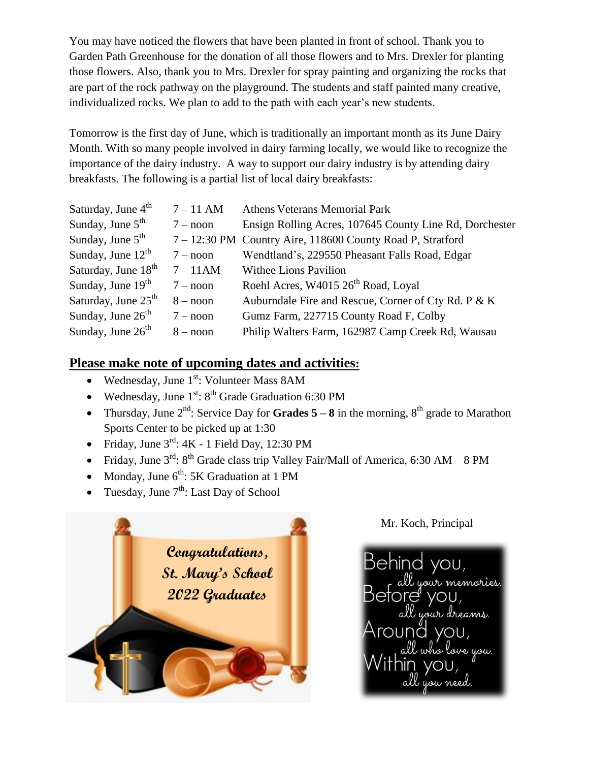You may have noticed the flowers that have been planted in front of school. Thank you to Garden Path Greenhouse for the donation of all those flowers and to Mrs. Drexler for planting those flowers. Also, thank you to Mrs. Drexler for spray painting and organizing the rocks that are part of the rock pathway on the playground. The students and staff painted many creative, individualized rocks. We plan to add to the path with each year's new students.

Tomorrow is the first day of June, which is traditionally an important month as its June Dairy Month. With so many people involved in dairy farming locally, we would like to recognize the importance of the dairy industry. A way to support our dairy industry is by attending dairy breakfasts. The following is a partial list of local dairy breakfasts:

| | | |
|---|---|---|
| Saturday, June 4th | 7 – 11 AM | Athens Veterans Memorial Park |
| Sunday, June 5th | 7 – noon | Ensign Rolling Acres, 107645 County Line Rd, Dorchester |
| Sunday, June 5th | 7 – 12:30 PM | Country Aire, 118600 County Road P, Stratford |
| Sunday, June 12th | 7 – noon | Wendtland's, 229550 Pheasant Falls Road, Edgar |
| Saturday, June 18th | 7 – 11AM | Withee Lions Pavilion |
| Sunday, June 19th | 7 – noon | Roehl Acres, W4015 26th Road, Loyal |
| Saturday, June 25th | 8 – noon | Auburndale Fire and Rescue, Corner of Cty Rd. P & K |
| Sunday, June 26th | 7 – noon | Gumz Farm, 227715 County Road F, Colby |
| Sunday, June 26th | 8 – noon | Philip Walters Farm, 162987 Camp Creek Rd, Wausau |

## Please make note of upcoming dates and activities:

- Wednesday, June 1st: Volunteer Mass 8AM
- Wednesday, June 1st: 8th Grade Graduation 6:30 PM
- Thursday, June 2nd: Service Day for **Grades 5 – 8** in the morning, 8th grade to Marathon Sports Center to be picked up at 1:30
- Friday, June 3rd: 4K - 1 Field Day, 12:30 PM
- Friday, June 3rd: 8th Grade class trip Valley Fair/Mall of America, 6:30 AM – 8 PM
- Monday, June 6th: 5K Graduation at 1 PM
- Tuesday, June 7th: Last Day of School

Mr. Koch, Principal

Congratulations, St. Mary's School 2022 Graduates

Behind you, all your memories. Before you, all your dreams. Around you, all who love you. Within you, all you need.